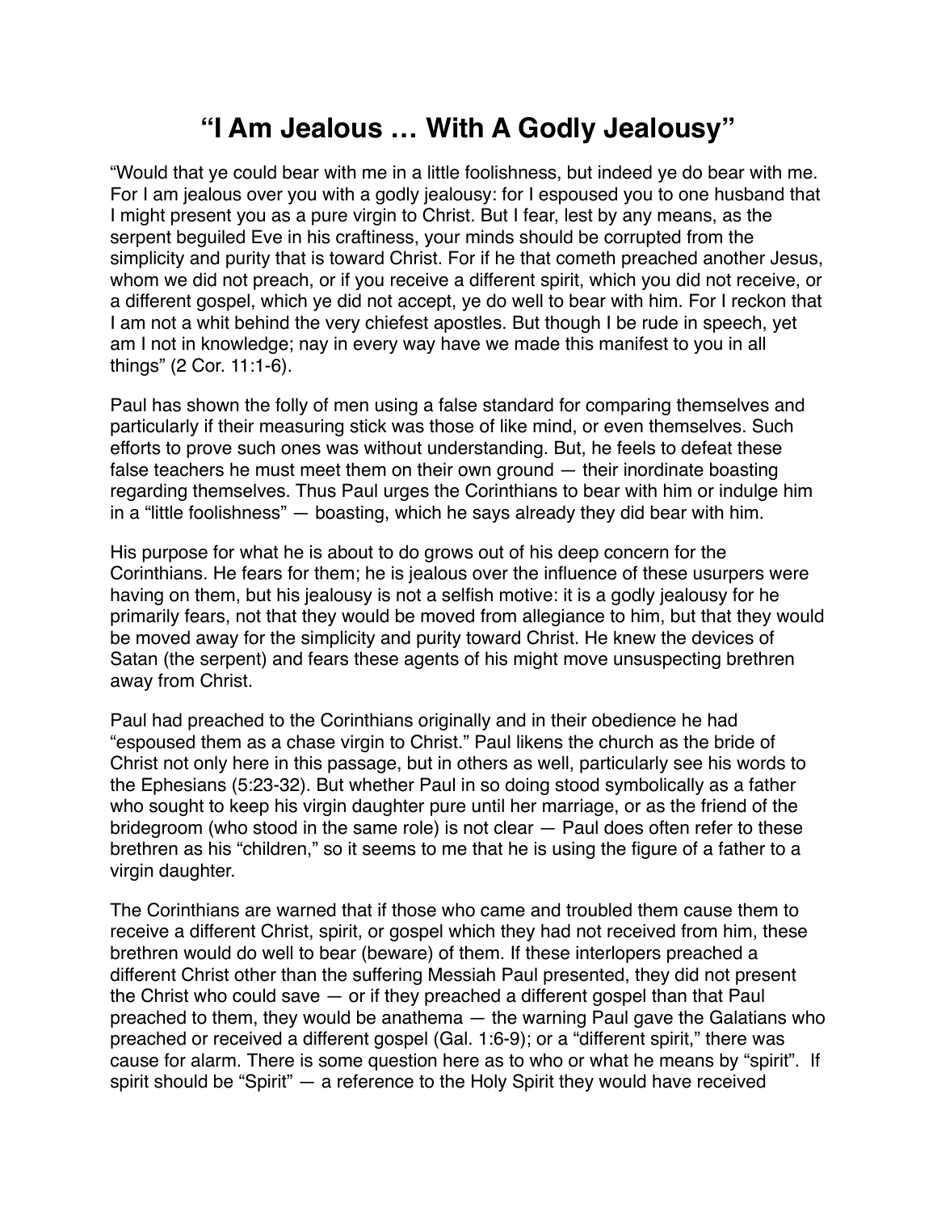# "I Am Jealous … With A Godly Jealousy"

"Would that ye could bear with me in a little foolishness, but indeed ye do bear with me. For I am jealous over you with a godly jealousy: for I espoused you to one husband that I might present you as a pure virgin to Christ. But I fear, lest by any means, as the serpent beguiled Eve in his craftiness, your minds should be corrupted from the simplicity and purity that is toward Christ. For if he that cometh preached another Jesus, whom we did not preach, or if you receive a different spirit, which you did not receive, or a different gospel, which ye did not accept, ye do well to bear with him. For I reckon that I am not a whit behind the very chiefest apostles. But though I be rude in speech, yet am I not in knowledge; nay in every way have we made this manifest to you in all things" (2 Cor. 11:1-6).

Paul has shown the folly of men using a false standard for comparing themselves and particularly if their measuring stick was those of like mind, or even themselves. Such efforts to prove such ones was without understanding. But, he feels to defeat these false teachers he must meet them on their own ground — their inordinate boasting regarding themselves. Thus Paul urges the Corinthians to bear with him or indulge him in a "little foolishness" — boasting, which he says already they did bear with him.

His purpose for what he is about to do grows out of his deep concern for the Corinthians. He fears for them; he is jealous over the influence of these usurpers were having on them, but his jealousy is not a selfish motive: it is a godly jealousy for he primarily fears, not that they would be moved from allegiance to him, but that they would be moved away for the simplicity and purity toward Christ. He knew the devices of Satan (the serpent) and fears these agents of his might move unsuspecting brethren away from Christ.

Paul had preached to the Corinthians originally and in their obedience he had "espoused them as a chase virgin to Christ." Paul likens the church as the bride of Christ not only here in this passage, but in others as well, particularly see his words to the Ephesians (5:23-32). But whether Paul in so doing stood symbolically as a father who sought to keep his virgin daughter pure until her marriage, or as the friend of the bridegroom (who stood in the same role) is not clear — Paul does often refer to these brethren as his "children," so it seems to me that he is using the figure of a father to a virgin daughter.

The Corinthians are warned that if those who came and troubled them cause them to receive a different Christ, spirit, or gospel which they had not received from him, these brethren would do well to bear (beware) of them. If these interlopers preached a different Christ other than the suffering Messiah Paul presented, they did not present the Christ who could save — or if they preached a different gospel than that Paul preached to them, they would be anathema — the warning Paul gave the Galatians who preached or received a different gospel (Gal. 1:6-9); or a "different spirit," there was cause for alarm. There is some question here as to who or what he means by "spirit". If spirit should be "Spirit" — a reference to the Holy Spirit they would have received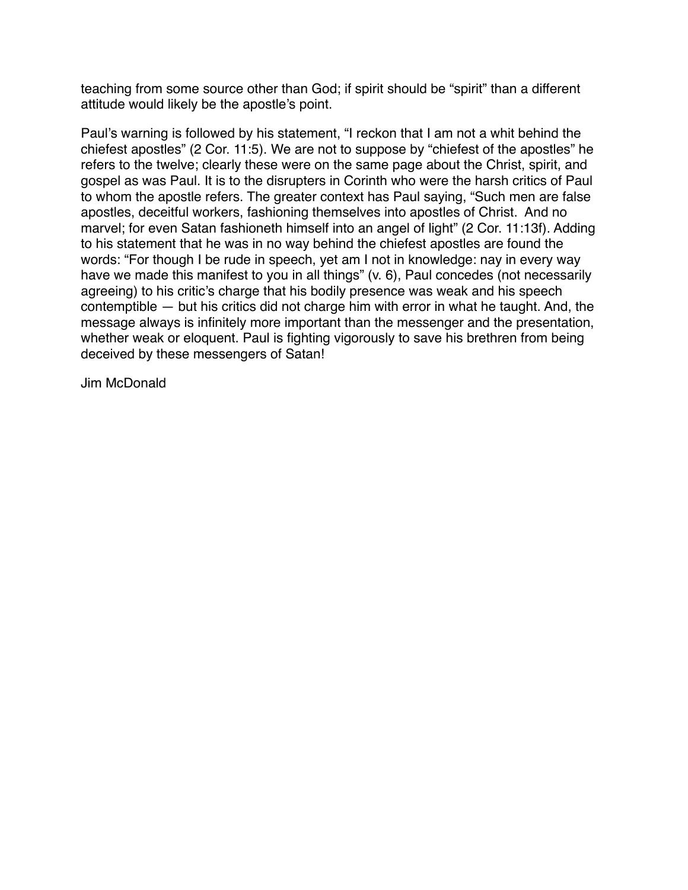teaching from some source other than God; if spirit should be "spirit" than a different attitude would likely be the apostle's point.

Paul's warning is followed by his statement, "I reckon that I am not a whit behind the chiefest apostles" (2 Cor. 11:5). We are not to suppose by "chiefest of the apostles" he refers to the twelve; clearly these were on the same page about the Christ, spirit, and gospel as was Paul. It is to the disrupters in Corinth who were the harsh critics of Paul to whom the apostle refers. The greater context has Paul saying, "Such men are false apostles, deceitful workers, fashioning themselves into apostles of Christ. And no marvel; for even Satan fashioneth himself into an angel of light" (2 Cor. 11:13f). Adding to his statement that he was in no way behind the chiefest apostles are found the words: "For though I be rude in speech, yet am I not in knowledge: nay in every way have we made this manifest to you in all things" (v. 6), Paul concedes (not necessarily agreeing) to his critic's charge that his bodily presence was weak and his speech contemptible — but his critics did not charge him with error in what he taught. And, the message always is infinitely more important than the messenger and the presentation, whether weak or eloquent. Paul is fighting vigorously to save his brethren from being deceived by these messengers of Satan!

Jim McDonald